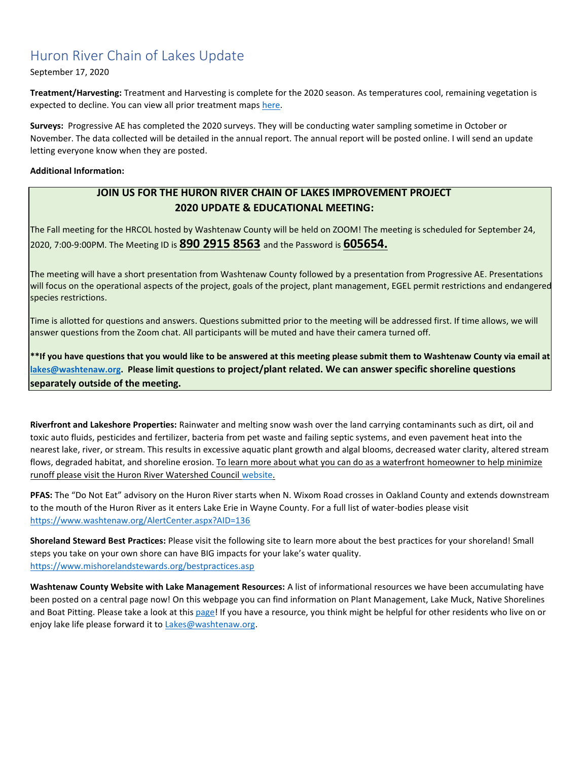# Huron River Chain of Lakes Update

September 17, 2020

**Treatment/Harvesting:** Treatment and Harvesting is complete for the 2020 season. As temperatures cool, remaining vegetation is expected to decline. You can view all prior treatment maps here.

**Surveys:** Progressive AE has completed the 2020 surveys. They will be conducting water sampling sometime in October or November. The data collected will be detailed in the annual report. The annual report will be posted online. I will send an update letting everyone know when they are posted.

**Additional Information:**

**JOIN US FOR THE HURON RIVER CHAIN OF LAKES IMPROVEMENT PROJECT 2020 UPDATE & EDUCATIONAL MEETING:**

The Fall meeting for the HRCOL hosted by Washtenaw County will be held on ZOOM! The meeting is scheduled for September 24, 2020, 7:00-9:00PM. The Meeting ID is **890 2915 8563** and the Password is **605654.**

The meeting will have a short presentation from Washtenaw County followed by a presentation from Progressive AE. Presentations will focus on the operational aspects of the project, goals of the project, plant management, EGEL permit restrictions and endangered species restrictions.

Time is allotted for questions and answers. Questions submitted prior to the meeting will be addressed first. If time allows, we will answer questions from the Zoom chat. All participants will be muted and have their camera turned off.

****If you have questions that you would like to be answered at this meeting please submit them to Washtenaw County via email at lakes@washtenaw.org. Please limit questions to project/plant related. We can answer specific shoreline questions separately outside of the meeting.**

**Riverfront and Lakeshore Properties:** Rainwater and melting snow wash over the land carrying contaminants such as dirt, oil and toxic auto fluids, pesticides and fertilizer, bacteria from pet waste and failing septic systems, and even pavement heat into the nearest lake, river, or stream. This results in excessive aquatic plant growth and algal blooms, decreased water clarity, altered stream flows, degraded habitat, and shoreline erosion. To learn more about what you can do as a waterfront homeowner to help minimize runoff please visit the Huron River Watershed Council website.

**PFAS:** The "Do Not Eat" advisory on the Huron River starts when N. Wixom Road crosses in Oakland County and extends downstream to the mouth of the Huron River as it enters Lake Erie in Wayne County. For a full list of water-bodies please visit https://www.washtenaw.org/AlertCenter.aspx?AID=136

**Shoreland Steward Best Practices:** Please visit the following site to learn more about the best practices for your shoreland! Small steps you take on your own shore can have BIG impacts for your lake's water quality. https://www.mishorelandstewards.org/bestpractices.asp

**Washtenaw County Website with Lake Management Resources:** A list of informational resources we have been accumulating have been posted on a central page now! On this webpage you can find information on Plant Management, Lake Muck, Native Shorelines and Boat Pitting. Please take a look at this page! If you have a resource, you think might be helpful for other residents who live on or enjoy lake life please forward it to Lakes@washtenaw.org.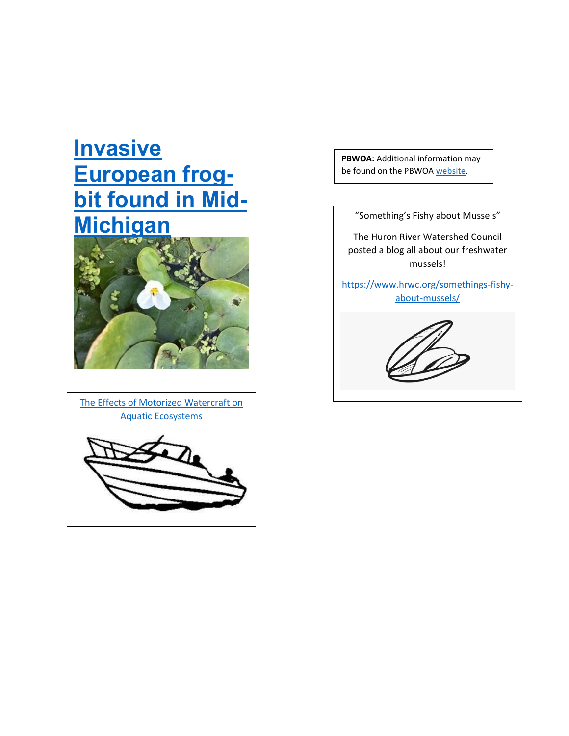# Invasive European frog-bit found in Mid-Michigan

The Effects of Motorized Watercraft on Aquatic Ecosystems

**PBWOA:** Additional information may be found on the PBWOA website.

"Something's Fishy about Mussels"

The Huron River Watershed Council posted a blog all about our freshwater mussels!

https://www.hrwc.org/somethings-fishy-about-mussels/